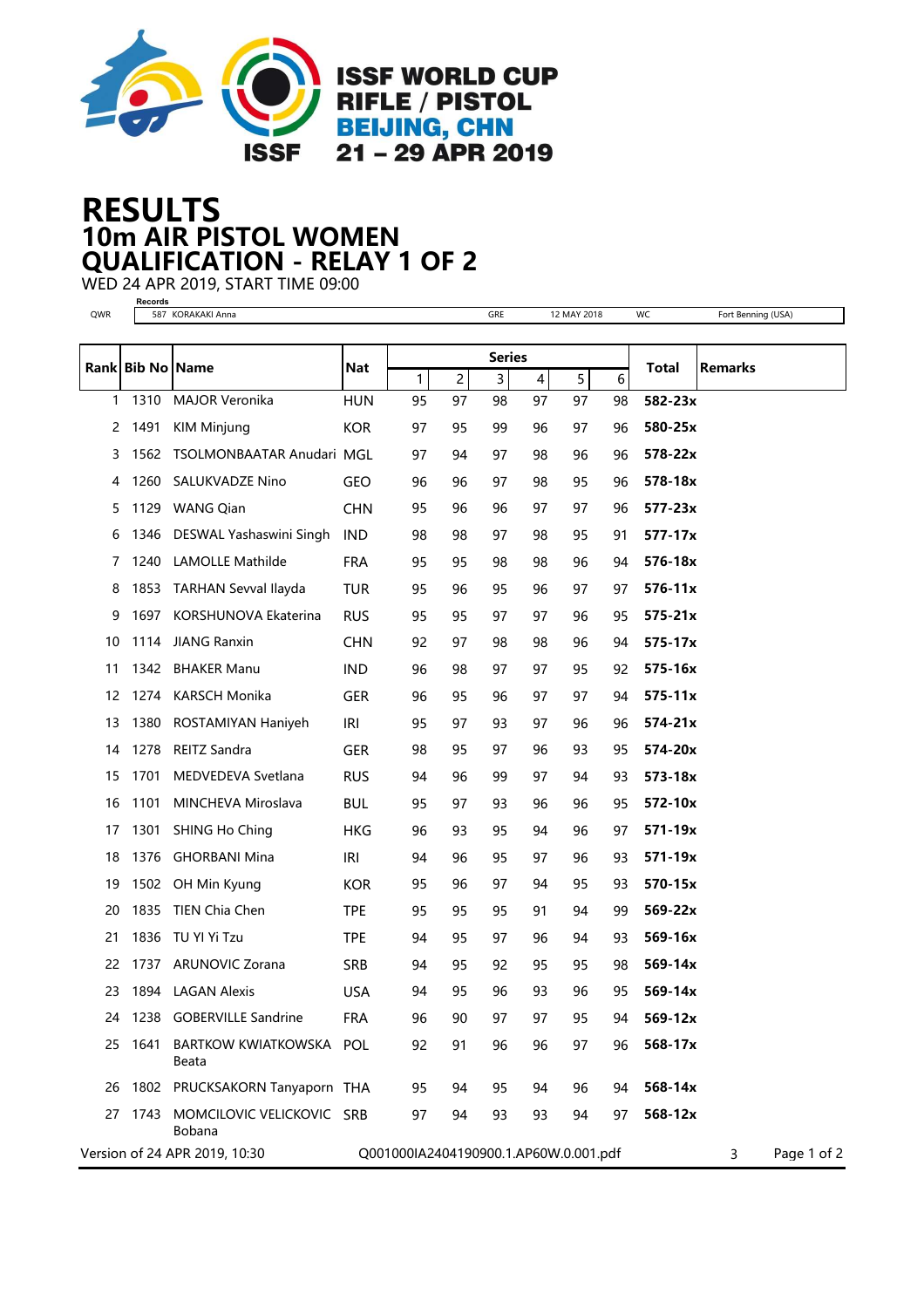# ISSF WORLD CUP RIFLE / PISTOL BEIJING, CHN 21 – 29 APR 2019

# RESULTS
## 10m AIR PISTOL WOMEN
## QUALIFICATION - RELAY 1 OF 2

WED 24 APR 2019, START TIME 09:00

Records

| QWR | 587 KORAKAKI Anna | GRE | 12 MAY 2018 | WC | Fort Benning (USA) |
|---|---|---|---|---|---|

| Rank | Bib No | Name | Nat | Series 1 | 2 | 3 | 4 | 5 | 6 | Total | Remarks |
|---|---|---|---|---|---|---|---|---|---|---|---|
| 1 | 1310 | MAJOR Veronika | HUN | 95 | 97 | 98 | 97 | 97 | 98 | **582-23x** | |
| 2 | 1491 | KIM Minjung | KOR | 97 | 95 | 99 | 96 | 97 | 96 | **580-25x** | |
| 3 | 1562 | TSOLMONBAATAR Anudari | MGL | 97 | 94 | 97 | 98 | 96 | 96 | **578-22x** | |
| 4 | 1260 | SALUKVADZE Nino | GEO | 96 | 96 | 97 | 98 | 95 | 96 | **578-18x** | |
| 5 | 1129 | WANG Qian | CHN | 95 | 96 | 96 | 97 | 97 | 96 | **577-23x** | |
| 6 | 1346 | DESWAL Yashaswini Singh | IND | 98 | 98 | 97 | 98 | 95 | 91 | **577-17x** | |
| 7 | 1240 | LAMOLLE Mathilde | FRA | 95 | 95 | 98 | 98 | 96 | 94 | **576-18x** | |
| 8 | 1853 | TARHAN Sevval Ilayda | TUR | 95 | 96 | 95 | 96 | 97 | 97 | **576-11x** | |
| 9 | 1697 | KORSHUNOVA Ekaterina | RUS | 95 | 95 | 97 | 97 | 96 | 95 | **575-21x** | |
| 10 | 1114 | JIANG Ranxin | CHN | 92 | 97 | 98 | 98 | 96 | 94 | **575-17x** | |
| 11 | 1342 | BHAKER Manu | IND | 96 | 98 | 97 | 97 | 95 | 92 | **575-16x** | |
| 12 | 1274 | KARSCH Monika | GER | 96 | 95 | 96 | 97 | 97 | 94 | **575-11x** | |
| 13 | 1380 | ROSTAMIYAN Haniyeh | IRI | 95 | 97 | 93 | 97 | 96 | 96 | **574-21x** | |
| 14 | 1278 | REITZ Sandra | GER | 98 | 95 | 97 | 96 | 93 | 95 | **574-20x** | |
| 15 | 1701 | MEDVEDEVA Svetlana | RUS | 94 | 96 | 99 | 97 | 94 | 93 | **573-18x** | |
| 16 | 1101 | MINCHEVA Miroslava | BUL | 95 | 97 | 93 | 96 | 96 | 95 | **572-10x** | |
| 17 | 1301 | SHING Ho Ching | HKG | 96 | 93 | 95 | 94 | 96 | 97 | **571-19x** | |
| 18 | 1376 | GHORBANI Mina | IRI | 94 | 96 | 95 | 97 | 96 | 93 | **571-19x** | |
| 19 | 1502 | OH Min Kyung | KOR | 95 | 96 | 97 | 94 | 95 | 93 | **570-15x** | |
| 20 | 1835 | TIEN Chia Chen | TPE | 95 | 95 | 95 | 91 | 94 | 99 | **569-22x** | |
| 21 | 1836 | TU YI Yi Tzu | TPE | 94 | 95 | 97 | 96 | 94 | 93 | **569-16x** | |
| 22 | 1737 | ARUNOVIC Zorana | SRB | 94 | 95 | 92 | 95 | 95 | 98 | **569-14x** | |
| 23 | 1894 | LAGAN Alexis | USA | 94 | 95 | 96 | 93 | 96 | 95 | **569-14x** | |
| 24 | 1238 | GOBERVILLE Sandrine | FRA | 96 | 90 | 97 | 97 | 95 | 94 | **569-12x** | |
| 25 | 1641 | BARTKOW KWIATKOWSKA Beata | POL | 92 | 91 | 96 | 96 | 97 | 96 | **568-17x** | |
| 26 | 1802 | PRUCKSAKORN Tanyaporn | THA | 95 | 94 | 95 | 94 | 96 | 94 | **568-14x** | |
| 27 | 1743 | MOMCILOVIC VELICKOVIC Bobana | SRB | 97 | 94 | 93 | 93 | 94 | 97 | **568-12x** | |

Version of 24 APR 2019, 10:30 Q001000IA2404190900.1.AP60W.0.001.pdf 3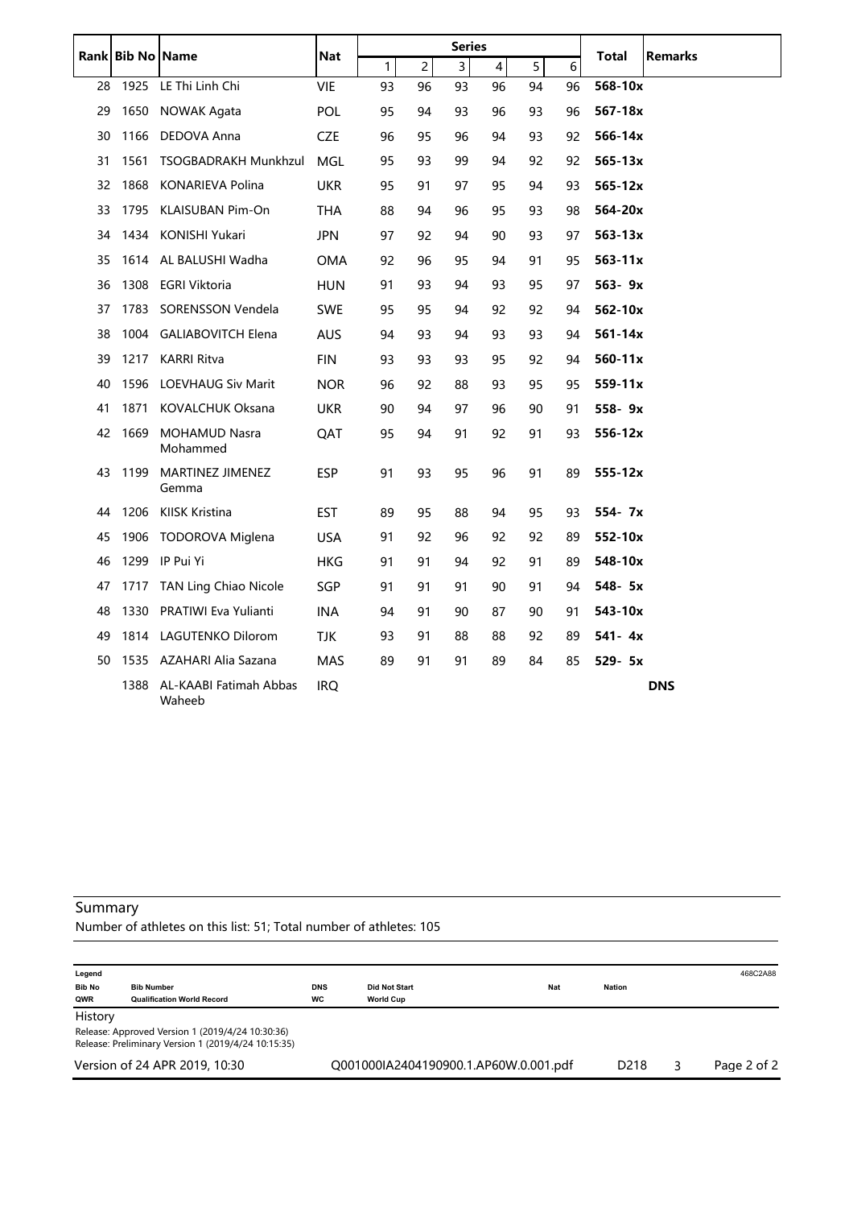| Rank | Bib No | Name | Nat | Series | | | | | | Total | Remarks |
|---|---|---|---|---|---|---|---|---|---|---|---|
| | | | | 1 | 2 | 3 | 4 | 5 | 6 | | |
| 28 | 1925 | LE Thi Linh Chi | VIE | 93 | 96 | 93 | 96 | 94 | 96 | **568-10x** | |
| 29 | 1650 | NOWAK Agata | POL | 95 | 94 | 93 | 96 | 93 | 96 | **567-18x** | |
| 30 | 1166 | DEDOVA Anna | CZE | 96 | 95 | 96 | 94 | 93 | 92 | **566-14x** | |
| 31 | 1561 | TSOGBADRAKH Munkhzul | MGL | 95 | 93 | 99 | 94 | 92 | 92 | **565-13x** | |
| 32 | 1868 | KONARIEVA Polina | UKR | 95 | 91 | 97 | 95 | 94 | 93 | **565-12x** | |
| 33 | 1795 | KLAISUBAN Pim-On | THA | 88 | 94 | 96 | 95 | 93 | 98 | **564-20x** | |
| 34 | 1434 | KONISHI Yukari | JPN | 97 | 92 | 94 | 90 | 93 | 97 | **563-13x** | |
| 35 | 1614 | AL BALUSHI Wadha | OMA | 92 | 96 | 95 | 94 | 91 | 95 | **563-11x** | |
| 36 | 1308 | EGRI Viktoria | HUN | 91 | 93 | 94 | 93 | 95 | 97 | **563- 9x** | |
| 37 | 1783 | SORENSSON Vendela | SWE | 95 | 95 | 94 | 92 | 92 | 94 | **562-10x** | |
| 38 | 1004 | GALIABOVITCH Elena | AUS | 94 | 93 | 94 | 93 | 93 | 94 | **561-14x** | |
| 39 | 1217 | KARRI Ritva | FIN | 93 | 93 | 93 | 95 | 92 | 94 | **560-11x** | |
| 40 | 1596 | LOEVHAUG Siv Marit | NOR | 96 | 92 | 88 | 93 | 95 | 95 | **559-11x** | |
| 41 | 1871 | KOVALCHUK Oksana | UKR | 90 | 94 | 97 | 96 | 90 | 91 | **558- 9x** | |
| 42 | 1669 | MOHAMUD Nasra Mohammed | QAT | 95 | 94 | 91 | 92 | 91 | 93 | **556-12x** | |
| 43 | 1199 | MARTINEZ JIMENEZ Gemma | ESP | 91 | 93 | 95 | 96 | 91 | 89 | **555-12x** | |
| 44 | 1206 | KIISK Kristina | EST | 89 | 95 | 88 | 94 | 95 | 93 | **554- 7x** | |
| 45 | 1906 | TODOROVA Miglena | USA | 91 | 92 | 96 | 92 | 92 | 89 | **552-10x** | |
| 46 | 1299 | IP Pui Yi | HKG | 91 | 91 | 94 | 92 | 91 | 89 | **548-10x** | |
| 47 | 1717 | TAN Ling Chiao Nicole | SGP | 91 | 91 | 91 | 90 | 91 | 94 | **548- 5x** | |
| 48 | 1330 | PRATIWI Eva Yulianti | INA | 94 | 91 | 90 | 87 | 90 | 91 | **543-10x** | |
| 49 | 1814 | LAGUTENKO Dilorom | TJK | 93 | 91 | 88 | 88 | 92 | 89 | **541- 4x** | |
| 50 | 1535 | AZAHARI Alia Sazana | MAS | 89 | 91 | 91 | 89 | 84 | 85 | **529- 5x** | |
| | 1388 | AL-KAABI Fatimah Abbas Waheeb | IRQ | | | | | | | | **DNS** |

## Summary

Number of athletes on this list: 51; Total number of athletes: 105

**Legend**

| | | | | | |
|---|---|---|---|---|---|
| **Bib No** | **Bib Number** | **DNS** | **Did Not Start** | **Nat** | **Nation** |
| **QWR** | **Qualification World Record** | **WC** | **World Cup** | | |

468C2A88

**History**

Release: Approved Version 1 (2019/4/24 10:30:36)
Release: Preliminary Version 1 (2019/4/24 10:15:35)

Version of 24 APR 2019, 10:30 Q001000IA2404190900.1.AP60W.0.001.pdf D218 3